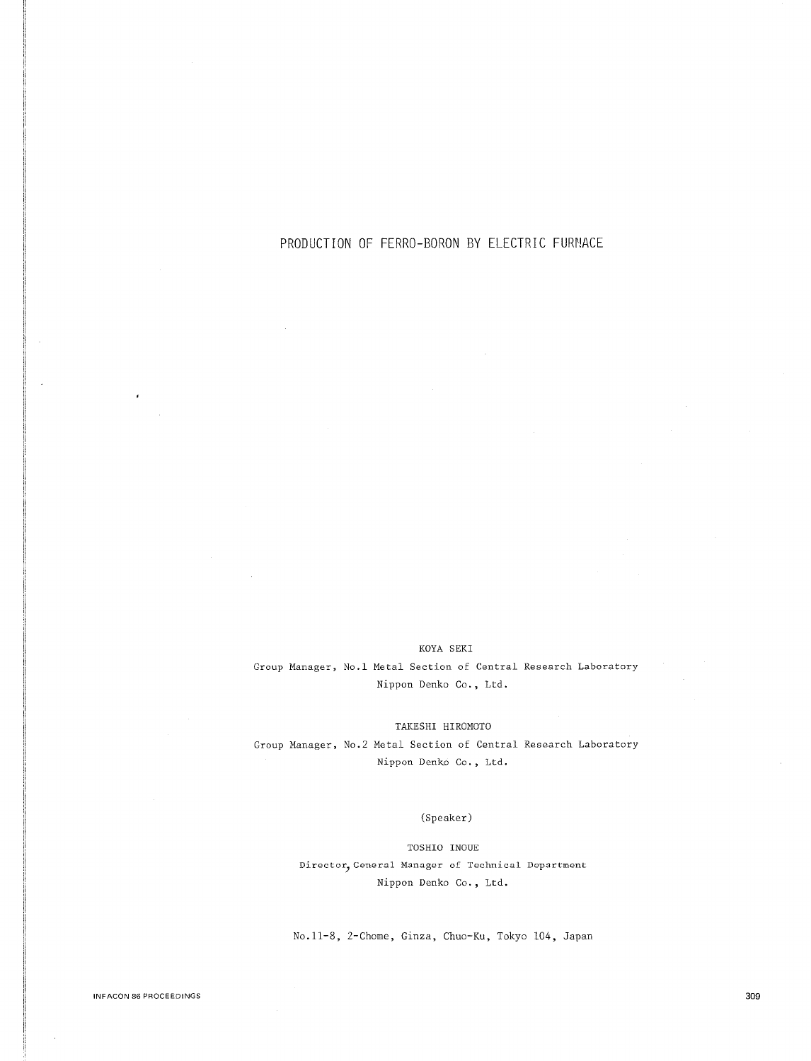# PRODUCTION OF FERRO-BORON BY ELECTRIC FURNACE

KOYA SEKI

Group Manager, No.1 Metal Section of Central Research Laboratory
Nippon Denko Co., Ltd.

TAKESHI HIROMOTO

Group Manager, No.2 Metal Section of Central Research Laboratory
Nippon Denko Co., Ltd.

(Speaker)

TOSHIO INOUE

Director, General Manager of Technical Department
Nippon Denko Co., Ltd.

No.11-8, 2-Chome, Ginza, Chuo-Ku, Tokyo 104, Japan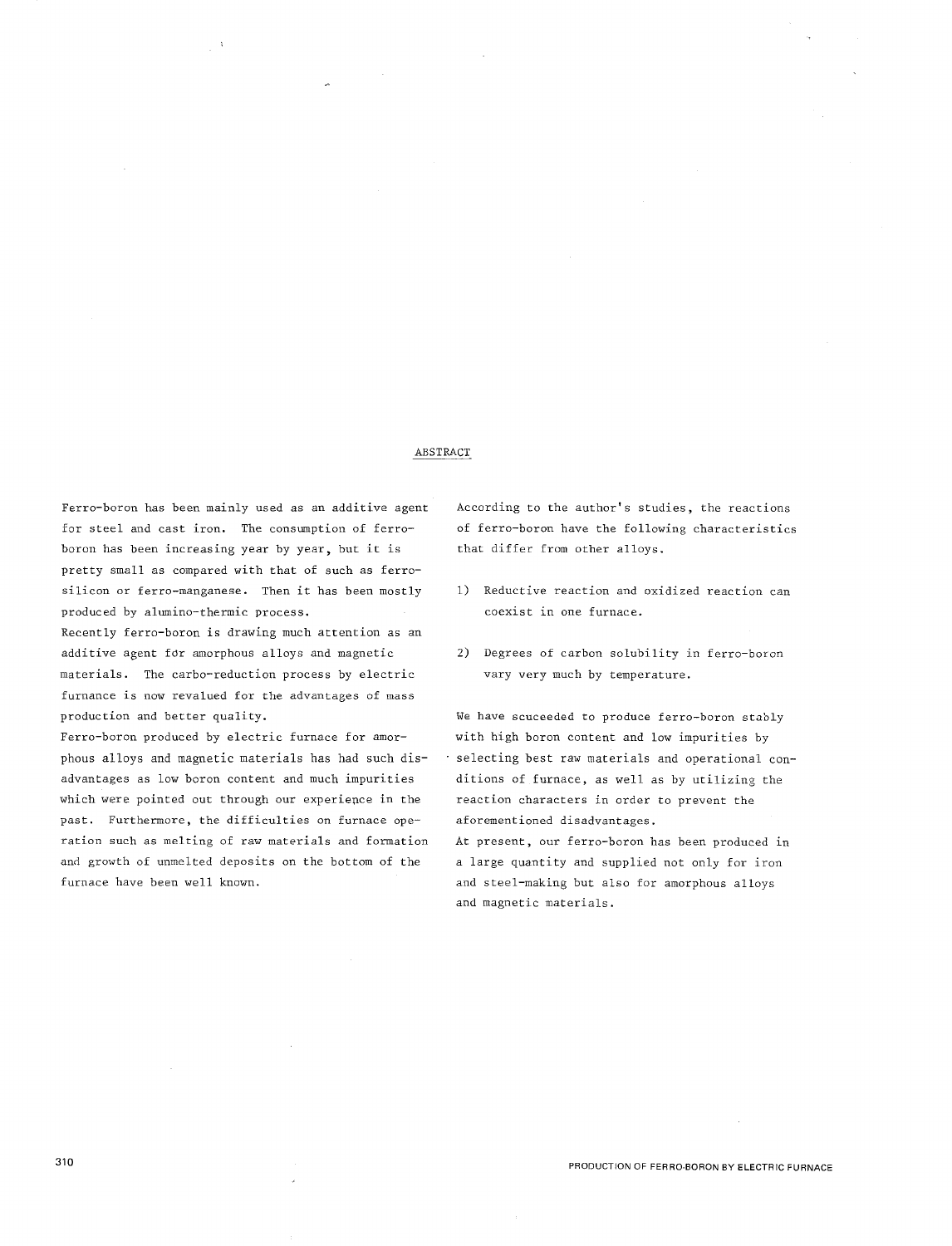## ABSTRACT

Ferro-boron has been mainly used as an additive agent for steel and cast iron. The consumption of ferro-boron has been increasing year by year, but it is pretty small as compared with that of such as ferro-silicon or ferro-manganese. Then it has been mostly produced by alumino-thermic process.

Recently ferro-boron is drawing much attention as an additive agent for amorphous alloys and magnetic materials. The carbo-reduction process by electric furnace is now revalued for the advantages of mass production and better quality.

Ferro-boron produced by electric furnace for amorphous alloys and magnetic materials has had such disadvantages as low boron content and much impurities which were pointed out through our experience in the past. Furthermore, the difficulties on furnace operation such as melting of raw materials and formation and growth of unmelted deposits on the bottom of the furnace have been well known.

According to the author's studies, the reactions of ferro-boron have the following characteristics that differ from other alloys.

1) Reductive reaction and oxidized reaction can coexist in one furnace.

2) Degrees of carbon solubility in ferro-boron vary very much by temperature.

We have scuceeded to produce ferro-boron stably with high boron content and low impurities by selecting best raw materials and operational conditions of furnace, as well as by utilizing the reaction characters in order to prevent the aforementioned disadvantages.

At present, our ferro-boron has been produced in a large quantity and supplied not only for iron and steel-making but also for amorphous alloys and magnetic materials.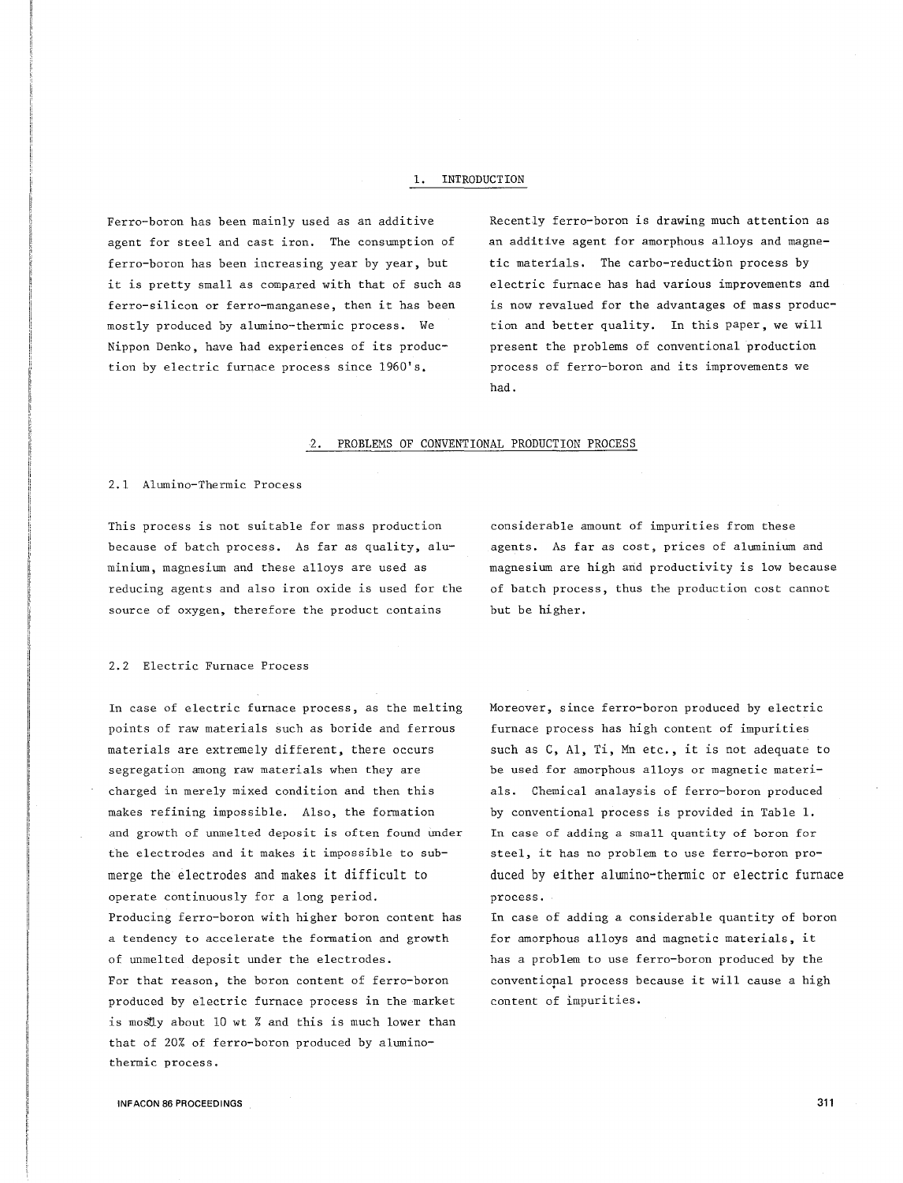## 1. INTRODUCTION

Ferro-boron has been mainly used as an additive agent for steel and cast iron. The consumption of ferro-boron has been increasing year by year, but it is pretty small as compared with that of such as ferro-silicon or ferro-manganese, then it has been mostly produced by alumino-thermic process. We Nippon Denko, have had experiences of its production by electric furnace process since 1960's.

Recently ferro-boron is drawing much attention as an additive agent for amorphous alloys and magnetic materials. The carbo-reduction process by electric furnace has had various improvements and is now revalued for the advantages of mass production and better quality. In this paper, we will present the problems of conventional production process of ferro-boron and its improvements we had.

## 2. PROBLEMS OF CONVENTIONAL PRODUCTION PROCESS

### 2.1 Alumino-Thermic Process

This process is not suitable for mass production because of batch process. As far as quality, aluminium, magnesium and these alloys are used as reducing agents and also iron oxide is used for the source of oxygen, therefore the product contains considerable amount of impurities from these agents. As far as cost, prices of aluminium and magnesium are high and productivity is low because of batch process, thus the production cost cannot but be higher.

### 2.2 Electric Furnace Process

In case of electric furnace process, as the melting points of raw materials such as boride and ferrous materials are extremely different, there occurs segregation among raw materials when they are charged in merely mixed condition and then this makes refining impossible. Also, the formation and growth of unmelted deposit is often found under the electrodes and it makes it impossible to submerge the electrodes and makes it difficult to operate continuously for a long period.

Producing ferro-boron with higher boron content has a tendency to accelerate the formation and growth of unmelted deposit under the electrodes.

For that reason, the boron content of ferro-boron produced by electric furnace process in the market is mostly about 10 wt % and this is much lower than that of 20% of ferro-boron produced by alumino-thermic process.

Moreover, since ferro-boron produced by electric furnace process has high content of impurities such as C, Al, Ti, Mn etc., it is not adequate to be used for amorphous alloys or magnetic materials. Chemical analaysis of ferro-boron produced by conventional process is provided in Table 1.

In case of adding a small quantity of boron for steel, it has no problem to use ferro-boron produced by either alumino-thermic or electric furnace process.

In case of adding a considerable quantity of boron for amorphous alloys and magnetic materials, it has a problem to use ferro-boron produced by the conventional process because it will cause a high content of impurities.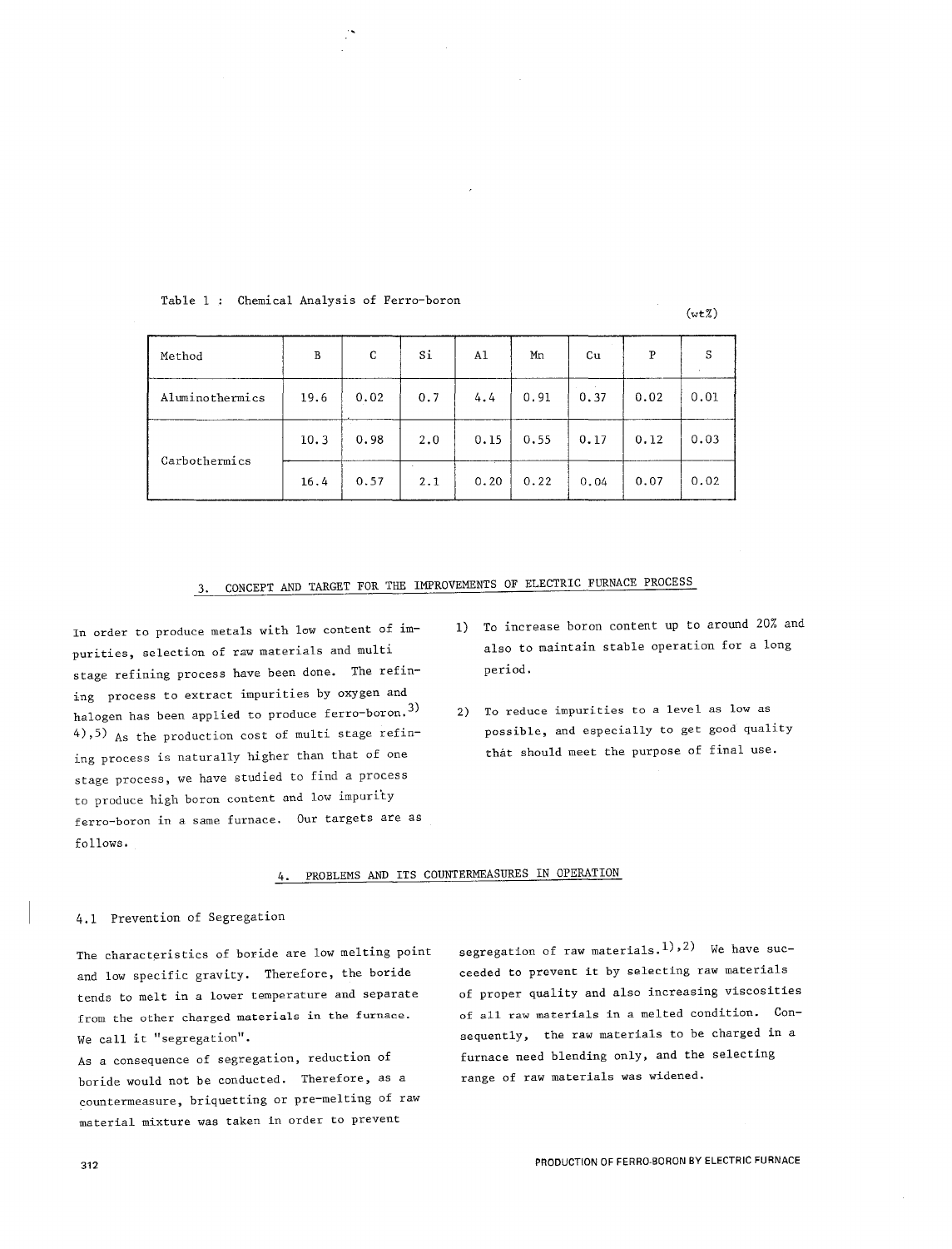Table 1 : Chemical Analysis of Ferro-boron

(wt%)

| Method | B | C | Si | Al | Mn | Cu | P | S |
|---|---|---|---|---|---|---|---|---|
| Aluminothermics | 19.6 | 0.02 | 0.7 | 4.4 | 0.91 | 0.37 | 0.02 | 0.01 |
| Carbothermics | 10.3 | 0.98 | 2.0 | 0.15 | 0.55 | 0.17 | 0.12 | 0.03 |
| | 16.4 | 0.57 | 2.1 | 0.20 | 0.22 | 0.04 | 0.07 | 0.02 |

## 3. CONCEPT AND TARGET FOR THE IMPROVEMENTS OF ELECTRIC FURNACE PROCESS

In order to produce metals with low content of impurities, selection of raw materials and multi stage refining process have been done. The refining process to extract impurities by oxygen and halogen has been applied to produce ferro-boron.[3),4),5)] As the production cost of multi stage refining process is naturally higher than that of one stage process, we have studied to find a process to produce high boron content and low impurity ferro-boron in a same furnace. Our targets are as follows.

1) To increase boron content up to around 20% and also to maintain stable operation for a long period.

2) To reduce impurities to a level as low as possible, and especially to get good quality that should meet the purpose of final use.

## 4. PROBLEMS AND ITS COUNTERMEASURES IN OPERATION

### 4.1 Prevention of Segregation

The characteristics of boride are low melting point and low specific gravity. Therefore, the boride tends to melt in a lower temperature and separate from the other charged materials in the furnace. We call it "segregation".

As a consequence of segregation, reduction of boride would not be conducted. Therefore, as a countermeasure, briquetting or pre-melting of raw material mixture was taken in order to prevent segregation of raw materials.[1),2)] We have succeeded to prevent it by selecting raw materials of proper quality and also increasing viscosities of all raw materials in a melted condition. Consequently, the raw materials to be charged in a furnace need blending only, and the selecting range of raw materials was widened.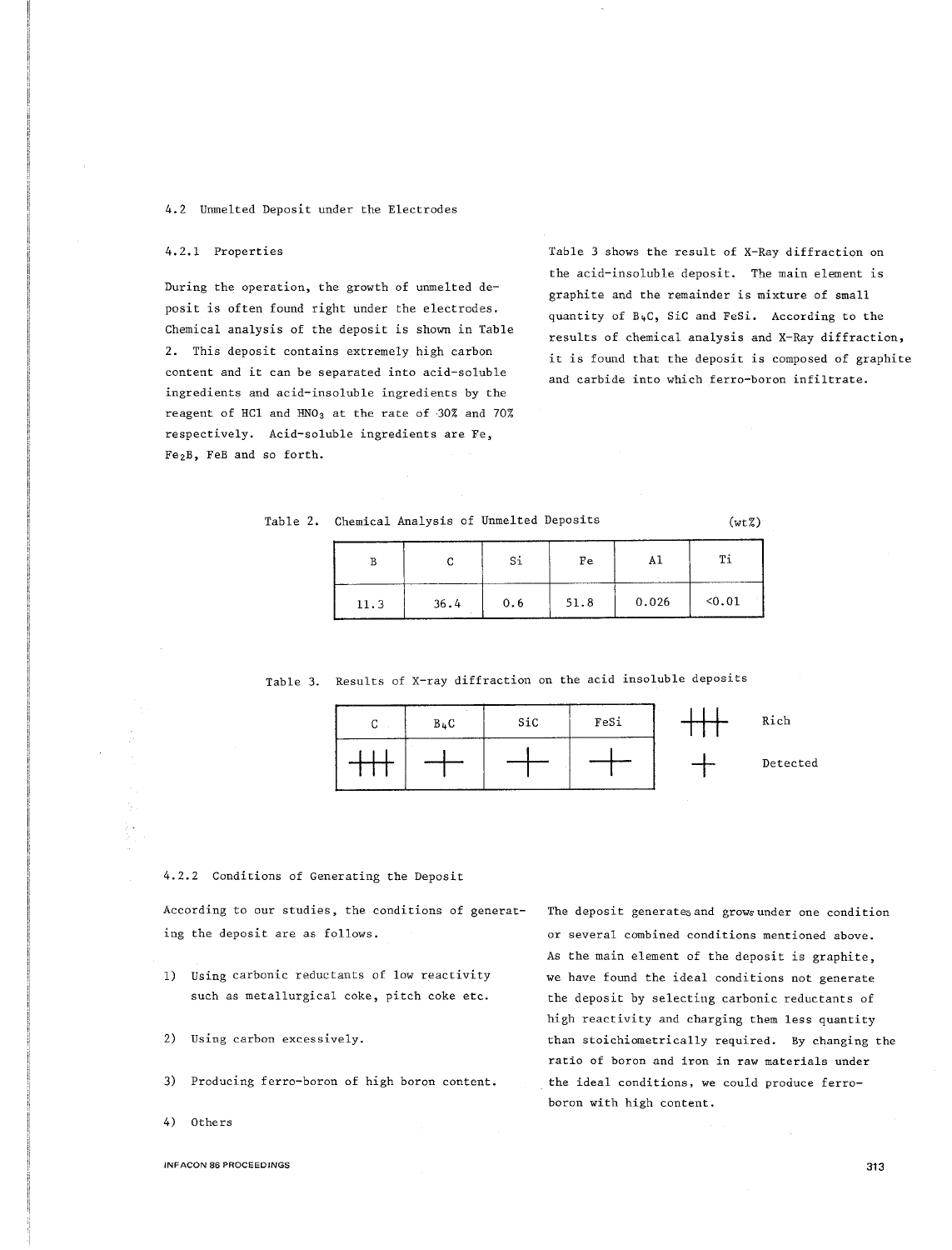### 4.2 Unmelted Deposit under the Electrodes

#### 4.2.1 Properties

During the operation, the growth of unmelted deposit is often found right under the electrodes. Chemical analysis of the deposit is shown in Table 2. This deposit contains extremely high carbon content and it can be separated into acid-soluble ingredients and acid-insoluble ingredients by the reagent of HCl and $HNO_3$ at the rate of 30% and 70% respectively. Acid-soluble ingredients are Fe, $Fe_2B$, FeB and so forth.

Table 3 shows the result of X-Ray diffraction on the acid-insoluble deposit. The main element is graphite and the remainder is mixture of small quantity of $B_4C$, SiC and FeSi. According to the results of chemical analysis and X-Ray diffraction, it is found that the deposit is composed of graphite and carbide into which ferro-boron infiltrate.

Table 2. Chemical Analysis of Unmelted Deposits (wt%)

| B | C | Si | Fe | Al | Ti |
|---|---|---|---|---|---|
| 11.3 | 36.4 | 0.6 | 51.8 | 0.026 | <0.01 |

Table 3. Results of X-ray diffraction on the acid insoluble deposits

| C | $B_4C$ | SiC | FeSi |
|---|---|---|---|
| +++ | + | + | + |

+++ Rich

\+ Detected

#### 4.2.2 Conditions of Generating the Deposit

According to our studies, the conditions of generating the deposit are as follows.

1) Using carbonic reductants of low reactivity such as metallurgical coke, pitch coke etc.

2) Using carbon excessively.

3) Producing ferro-boron of high boron content.

4) Others

The deposit generates and grows under one condition or several combined conditions mentioned above. As the main element of the deposit is graphite, we have found the ideal conditions not generate the deposit by selecting carbonic reductants of high reactivity and charging them less quantity than stoichiometrically required. By changing the ratio of boron and iron in raw materials under the ideal conditions, we could produce ferro-boron with high content.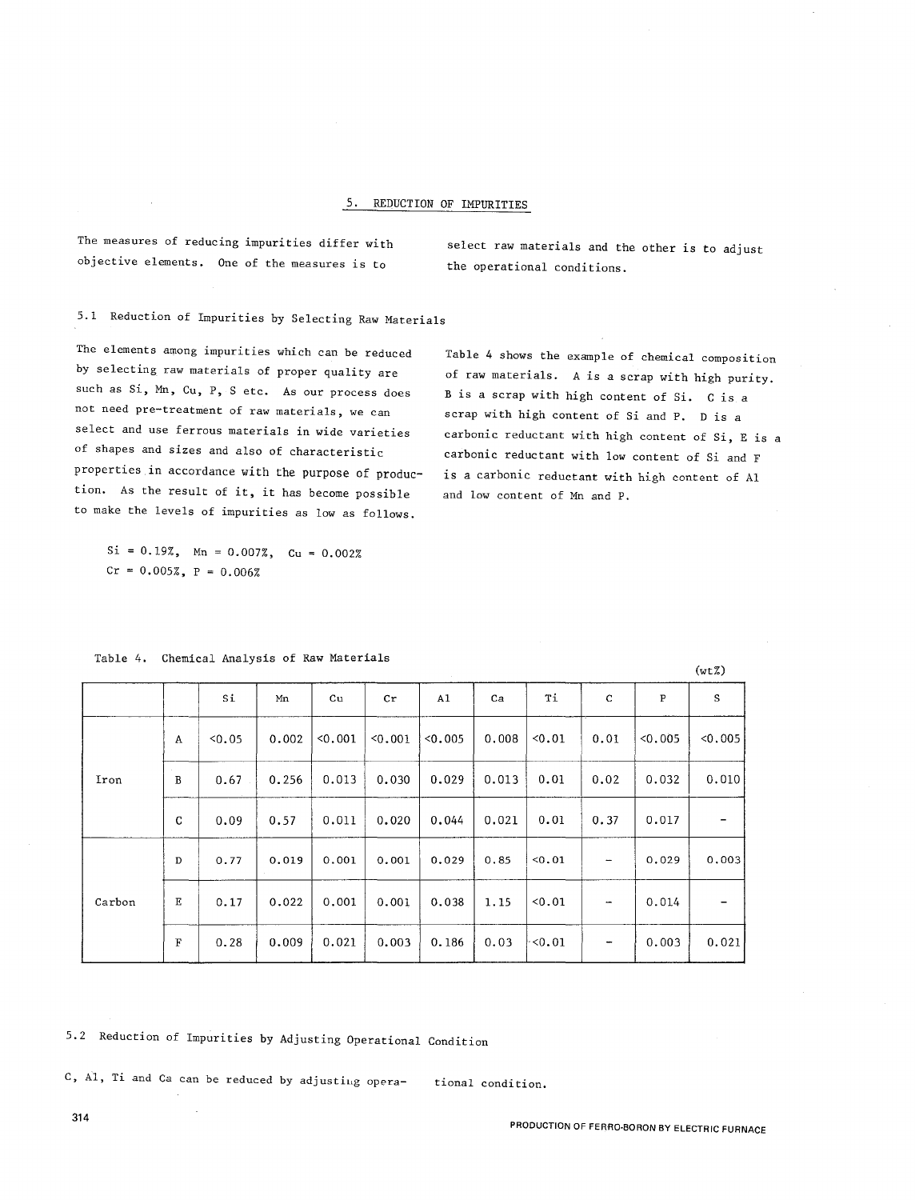## 5. REDUCTION OF IMPURITIES

The measures of reducing impurities differ with objective elements. One of the measures is to select raw materials and the other is to adjust the operational conditions.

### 5.1 Reduction of Impurities by Selecting Raw Materials

The elements among impurities which can be reduced by selecting raw materials of proper quality are such as Si, Mn, Cu, P, S etc. As our process does not need pre-treatment of raw materials, we can select and use ferrous materials in wide varieties of shapes and sizes and also of characteristic properties in accordance with the purpose of production. As the result of it, it has become possible to make the levels of impurities as low as follows.

Si = 0.19%, Mn = 0.007%, Cu = 0.002%
Cr = 0.005%, P = 0.006%

Table 4 shows the example of chemical composition of raw materials. A is a scrap with high purity. B is a scrap with high content of Si. C is a scrap with high content of Si and P. D is a carbonic reductant with high content of Si, E is a carbonic reductant with low content of Si and F is a carbonic reductant with high content of Al and low content of Mn and P.

Table 4. Chemical Analysis of Raw Materials

(wt%)

| | | Si | Mn | Cu | Cr | Al | Ca | Ti | C | P | S |
|---|---|---|---|---|---|---|---|---|---|---|---|
| Iron | A | <0.05 | 0.002 | <0.001 | <0.001 | <0.005 | 0.008 | <0.01 | 0.01 | <0.005 | <0.005 |
| | B | 0.67 | 0.256 | 0.013 | 0.030 | 0.029 | 0.013 | 0.01 | 0.02 | 0.032 | 0.010 |
| | C | 0.09 | 0.57 | 0.011 | 0.020 | 0.044 | 0.021 | 0.01 | 0.37 | 0.017 | - |
| Carbon | D | 0.77 | 0.019 | 0.001 | 0.001 | 0.029 | 0.85 | <0.01 | - | 0.029 | 0.003 |
| | E | 0.17 | 0.022 | 0.001 | 0.001 | 0.038 | 1.15 | <0.01 | - | 0.014 | - |
| | F | 0.28 | 0.009 | 0.021 | 0.003 | 0.186 | 0.03 | <0.01 | - | 0.003 | 0.021 |

### 5.2 Reduction of Impurities by Adjusting Operational Condition

C, Al, Ti and Ca can be reduced by adjusting operational condition.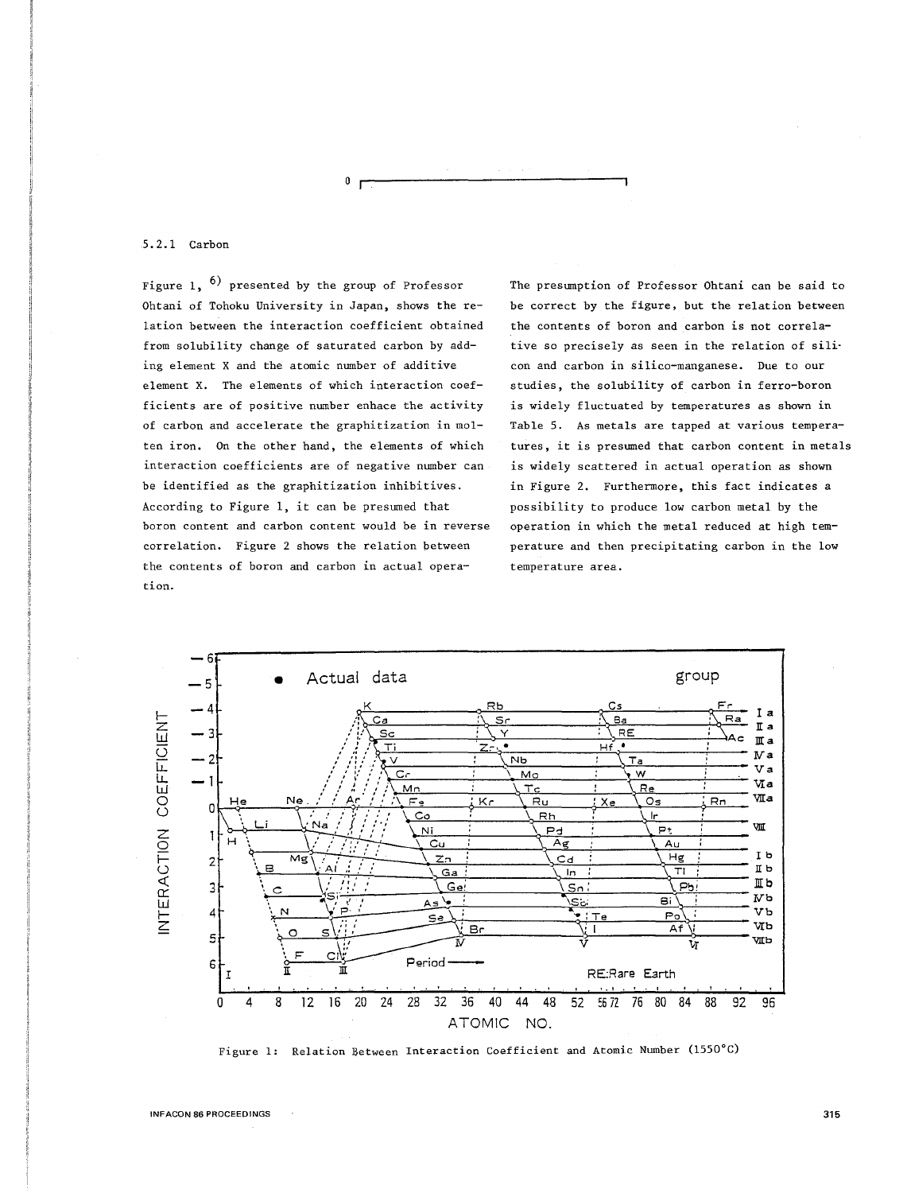### 5.2.1 Carbon

Figure 1, [6] presented by the group of Professor Ohtani of Tohoku University in Japan, shows the relation between the interaction coefficient obtained from solubility change of saturated carbon by adding element X and the atomic number of additive element X. The elements of which interaction coefficients are of positive number enhace the activity of carbon and accelerate the graphitization in molten iron. On the other hand, the elements of which interaction coefficients are of negative number can be identified as the graphitization inhibitives. According to Figure 1, it can be presumed that boron content and carbon content would be in reverse correlation. Figure 2 shows the relation between the contents of boron and carbon in actual operation.

The presumption of Professor Ohtani can be said to be correct by the figure, but the relation between the contents of boron and carbon is not correlative so precisely as seen in the relation of silicon and carbon in silico-manganese. Due to our studies, the solubility of carbon in ferro-boron is widely fluctuated by temperatures as shown in Table 5. As metals are tapped at various temperatures, it is presumed that carbon content in metals is widely scattered in actual operation as shown in Figure 2. Furthermore, this fact indicates a possibility to produce low carbon metal by the operation in which the metal reduced at high temperature and then precipitating carbon in the low temperature area.

Figure 1: Relation Between Interaction Coefficient and Atomic Number (1550°C)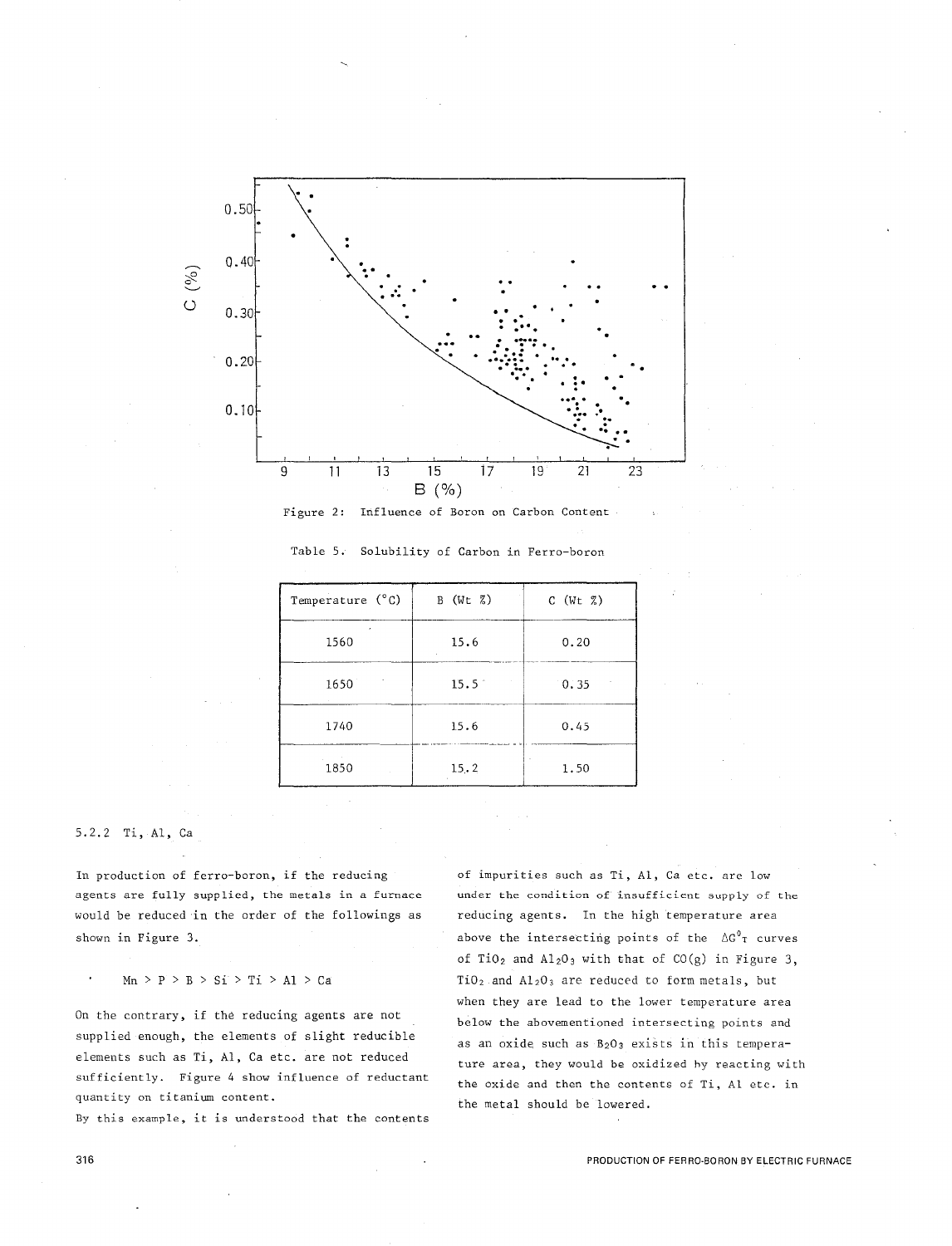Figure 2: Influence of Boron on Carbon Content

Table 5. Solubility of Carbon in Ferro-boron

| Temperature (°C) | B (Wt %) | C (Wt %) |
|---|---|---|
| 1560 | 15.6 | 0.20 |
| 1650 | 15.5 | 0.35 |
| 1740 | 15.6 | 0.45 |
| 1850 | 15.2 | 1.50 |

### 5.2.2 Ti, Al, Ca

In production of ferro-boron, if the reducing agents are fully supplied, the metals in a furnace would be reduced in the order of the followings as shown in Figure 3.

Mn > P > B > Si > Ti > Al > Ca

On the contrary, if the reducing agents are not supplied enough, the elements of slight reducible elements such as Ti, Al, Ca etc. are not reduced sufficiently. Figure 4 show influence of reductant quantity on titanium content.

By this example, it is understood that the contents of impurities such as Ti, Al, Ca etc. are low under the condition of insufficient supply of the reducing agents. In the high temperature area above the intersecting points of the $\Delta G^0{}_T$ curves of $TiO_2$ and $Al_2O_3$ with that of CO(g) in Figure 3, $TiO_2$ and $Al_2O_3$ are reduced to form metals, but when they are lead to the lower temperature area below the abovementioned intersecting points and as an oxide such as $B_2O_3$ exists in this temperature area, they would be oxidized by reacting with the oxide and then the contents of Ti, Al etc. in the metal should be lowered.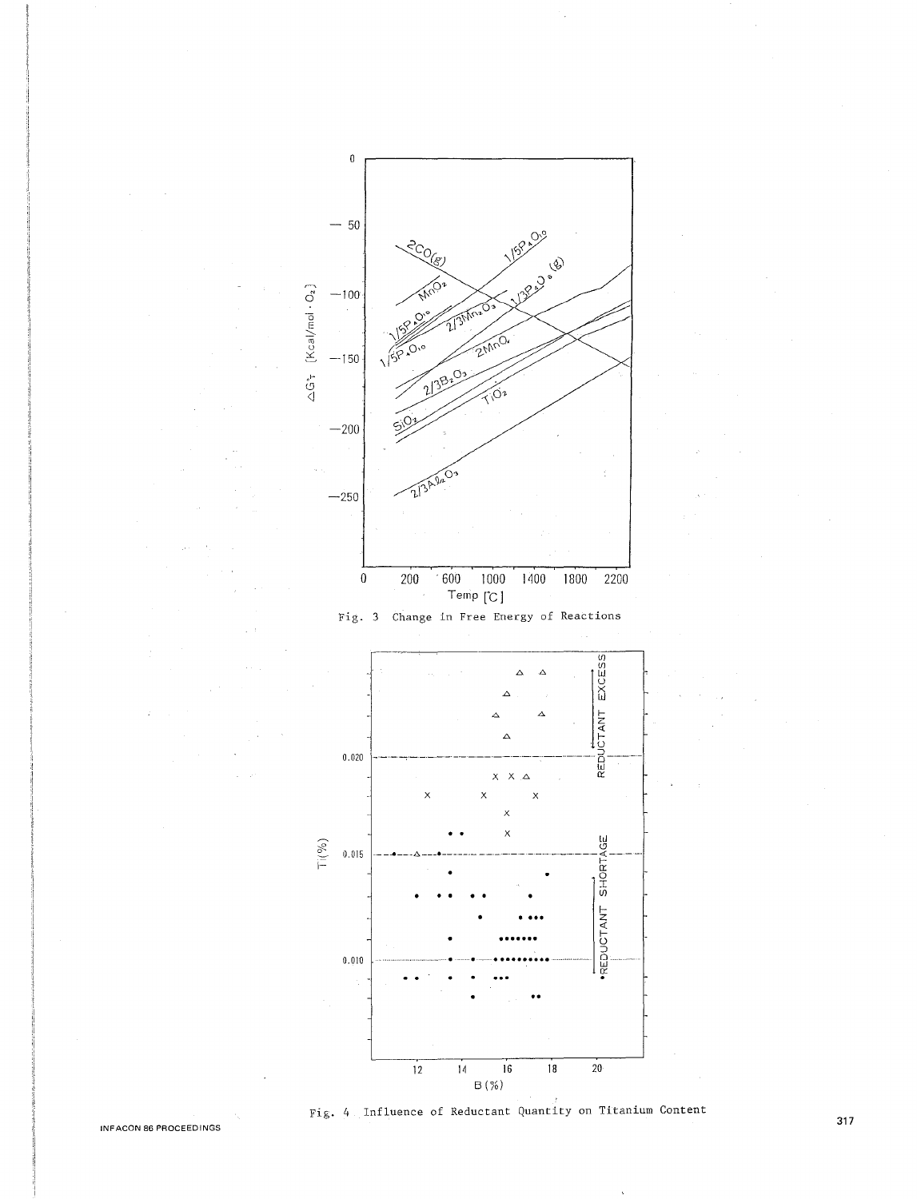Fig. 3 Change in Free Energy of Reactions

Fig. 4 Influence of Reductant Quantity on Titanium Content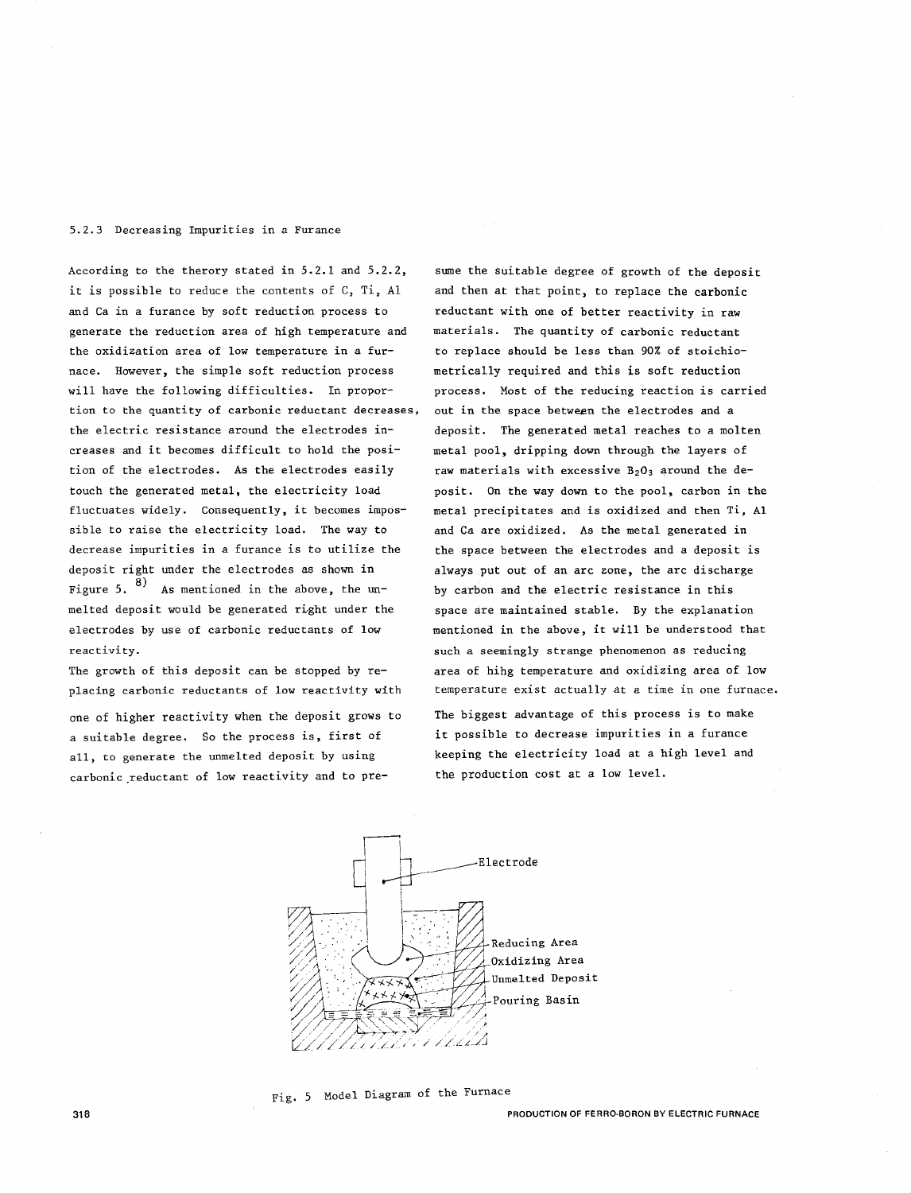### 5.2.3 Decreasing Impurities in a Furance

According to the therory stated in 5.2.1 and 5.2.2, it is possible to reduce the contents of C, Ti, Al and Ca in a furance by soft reduction process to generate the reduction area of high temperature and the oxidization area of low temperature in a furnace. However, the simple soft reduction process will have the following difficulties. In proportion to the quantity of carbonic reductant decreases, the electric resistance around the electrodes increases and it becomes difficult to hold the position of the electrodes. As the electrodes easily touch the generated metal, the electricity load fluctuates widely. Consequently, it becomes impossible to raise the electricity load. The way to decrease impurities in a furance is to utilize the deposit right under the electrodes as shown in Figure 5.[8] As mentioned in the above, the unmelted deposit would be generated right under the electrodes by use of carbonic reductants of low reactivity.

The growth of this deposit can be stopped by replacing carbonic reductants of low reactivity with one of higher reactivity when the deposit grows to a suitable degree. So the process is, first of all, to generate the unmelted deposit by using carbonic reductant of low reactivity and to presume the suitable degree of growth of the deposit and then at that point, to replace the carbonic reductant with one of better reactivity in raw materials. The quantity of carbonic reductant to replace should be less than 90% of stoichiometrically required and this is soft reduction process. Most of the reducing reaction is carried out in the space between the electrodes and a deposit. The generated metal reaches to a molten metal pool, dripping down through the layers of raw materials with excessive $B_2O_3$ around the deposit. On the way down to the pool, carbon in the metal precipitates and is oxidized and then Ti, Al and Ca are oxidized. As the metal generated in the space between the electrodes and a deposit is always put out of an arc zone, the arc discharge by carbon and the electric resistance in this space are maintained stable. By the explanation mentioned in the above, it will be understood that such a seemingly strange phenomenon as reducing area of hihg temperature and oxidizing area of low temperature exist actually at a time in one furnace.

The biggest advantage of this process is to make it possible to decrease impurities in a furance keeping the electricity load at a high level and the production cost at a low level.

Electrode

Reducing Area

Oxidizing Area

Unmelted Deposit

Pouring Basin

Fig. 5 Model Diagram of the Furnace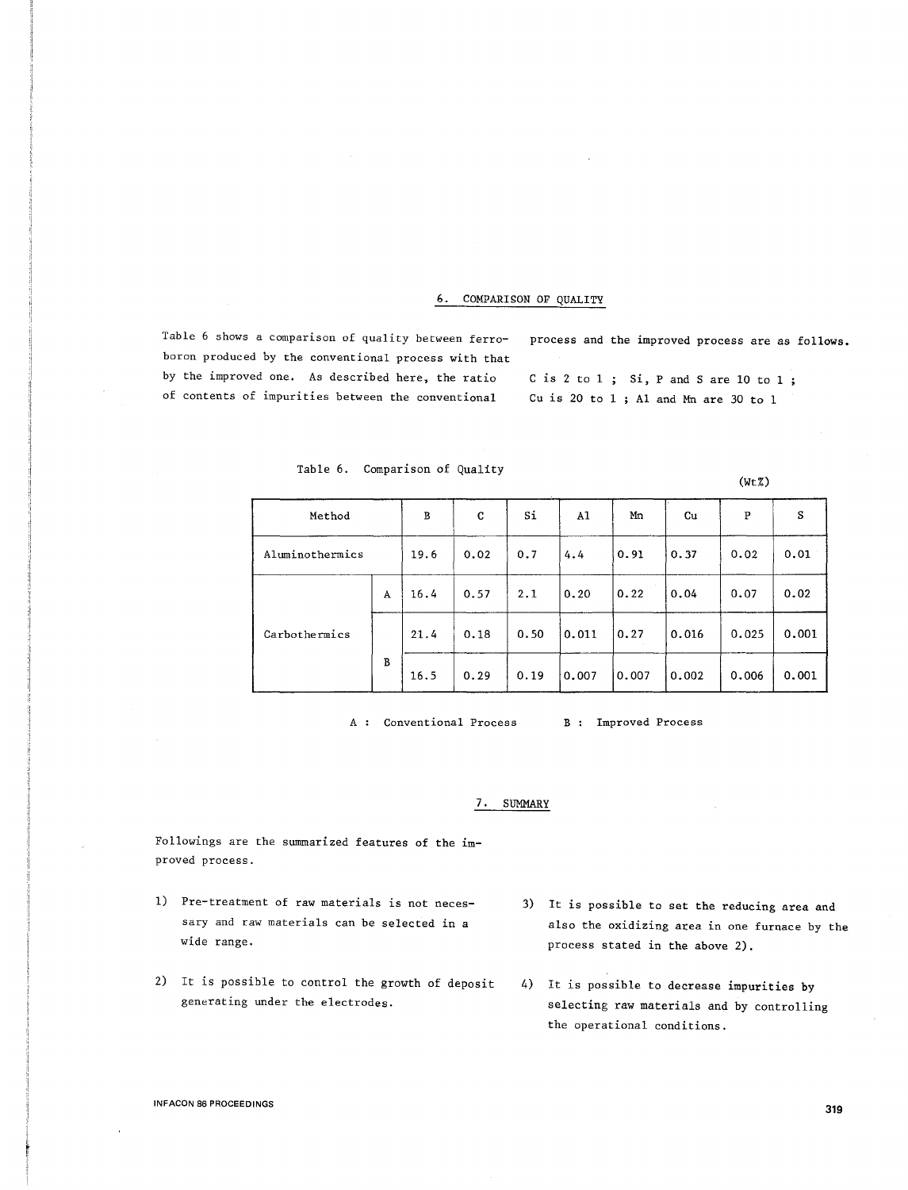## 6. COMPARISON OF QUALITY

Table 6 shows a comparison of quality between ferroboron produced by the conventional process with that by the improved one. As described here, the ratio of contents of impurities between the conventional process and the improved process are as follows.

C is 2 to 1 ; Si, P and S are 10 to 1 ; Cu is 20 to 1 ; Al and Mn are 30 to 1

Table 6. Comparison of Quality

(Wt%)

| Method | | B | C | Si | Al | Mn | Cu | P | S |
|---|---|---|---|---|---|---|---|---|---|
| Aluminothermics | | 19.6 | 0.02 | 0.7 | 4.4 | 0.91 | 0.37 | 0.02 | 0.01 |
| Carbothermics | A | 16.4 | 0.57 | 2.1 | 0.20 | 0.22 | 0.04 | 0.07 | 0.02 |
| | B | 21.4 | 0.18 | 0.50 | 0.011 | 0.27 | 0.016 | 0.025 | 0.001 |
| | B | 16.5 | 0.29 | 0.19 | 0.007 | 0.007 | 0.002 | 0.006 | 0.001 |

A : Conventional Process B : Improved Process

## 7. SUMMARY

Followings are the summarized features of the improved process.

1) Pre-treatment of raw materials is not necessary and raw materials can be selected in a wide range.

2) It is possible to control the growth of deposit generating under the electrodes.

3) It is possible to set the reducing area and also the oxidizing area in one furnace by the process stated in the above 2).

4) It is possible to decrease impurities by selecting raw materials and by controlling the operational conditions.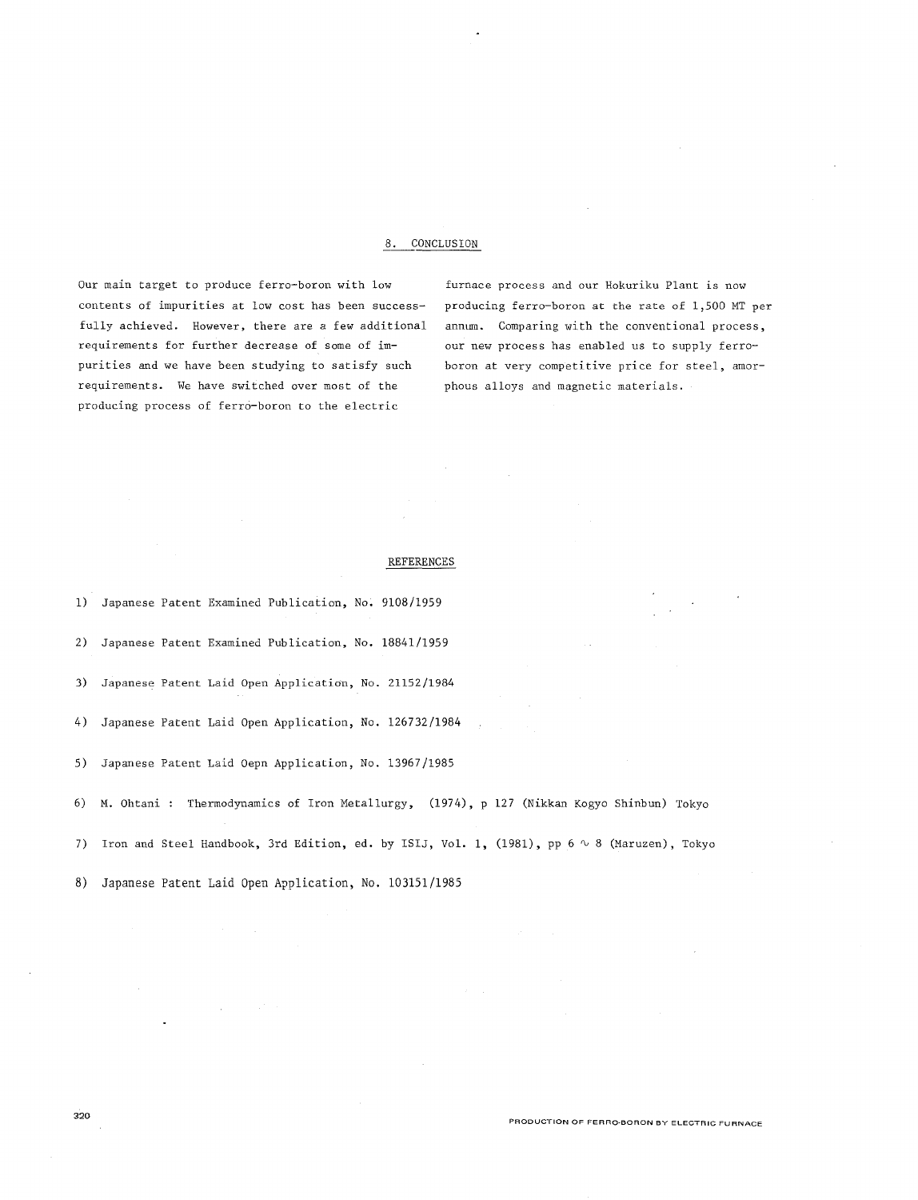## 8. CONCLUSION

Our main target to produce ferro-boron with low contents of impurities at low cost has been successfully achieved. However, there are a few additional requirements for further decrease of some of impurities and we have been studying to satisfy such requirements. We have switched over most of the producing process of ferro-boron to the electric furnace process and our Hokuriku Plant is now producing ferro-boron at the rate of 1,500 MT per annum. Comparing with the conventional process, our new process has enabled us to supply ferro-boron at very competitive price for steel, amorphous alloys and magnetic materials.

## REFERENCES

1) Japanese Patent Examined Publication, No. 9108/1959

2) Japanese Patent Examined Publication, No. 18841/1959

3) Japanese Patent Laid Open Application, No. 21152/1984

4) Japanese Patent Laid Open Application, No. 126732/1984

5) Japanese Patent Laid Oepn Application, No. 13967/1985

6) M. Ohtani : Thermodynamics of Iron Metallurgy, (1974), p 127 (Nikkan Kogyo Shinbun) Tokyo

7) Iron and Steel Handbook, 3rd Edition, ed. by ISIJ, Vol. 1, (1981), pp 6 ∿ 8 (Maruzen), Tokyo

8) Japanese Patent Laid Open Application, No. 103151/1985